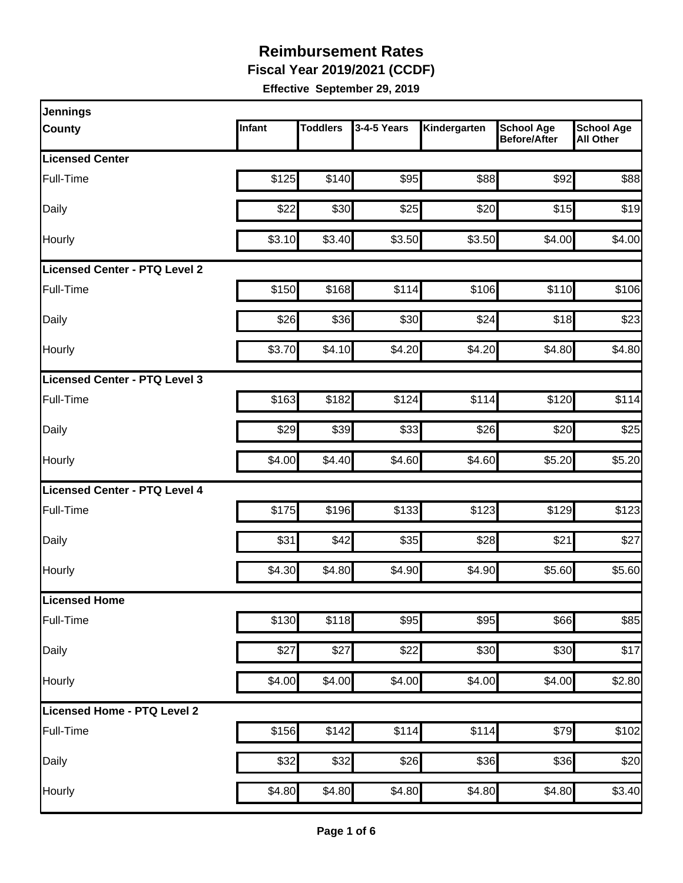# Reimbursement Rates

## Fiscal Year 2019/2021 (CCDF)

**Effective September 29, 2019**

| Jennings County | Infant | Toddlers | 3-4-5 Years | Kindergarten | School Age Before/After | School Age All Other |
|---|---|---|---|---|---|---|
| **Licensed Center** | | | | | | |
| Full-Time | $125 | $140 | $95 | $88 | $92 | $88 |
| Daily | $22 | $30 | $25 | $20 | $15 | $19 |
| Hourly | $3.10 | $3.40 | $3.50 | $3.50 | $4.00 | $4.00 |
| **Licensed Center - PTQ Level 2** | | | | | | |
| Full-Time | $150 | $168 | $114 | $106 | $110 | $106 |
| Daily | $26 | $36 | $30 | $24 | $18 | $23 |
| Hourly | $3.70 | $4.10 | $4.20 | $4.20 | $4.80 | $4.80 |
| **Licensed Center - PTQ Level 3** | | | | | | |
| Full-Time | $163 | $182 | $124 | $114 | $120 | $114 |
| Daily | $29 | $39 | $33 | $26 | $20 | $25 |
| Hourly | $4.00 | $4.40 | $4.60 | $4.60 | $5.20 | $5.20 |
| **Licensed Center - PTQ Level 4** | | | | | | |
| Full-Time | $175 | $196 | $133 | $123 | $129 | $123 |
| Daily | $31 | $42 | $35 | $28 | $21 | $27 |
| Hourly | $4.30 | $4.80 | $4.90 | $4.90 | $5.60 | $5.60 |
| **Licensed Home** | | | | | | |
| Full-Time | $130 | $118 | $95 | $95 | $66 | $85 |
| Daily | $27 | $27 | $22 | $30 | $30 | $17 |
| Hourly | $4.00 | $4.00 | $4.00 | $4.00 | $4.00 | $2.80 |
| **Licensed Home - PTQ Level 2** | | | | | | |
| Full-Time | $156 | $142 | $114 | $114 | $79 | $102 |
| Daily | $32 | $32 | $26 | $36 | $36 | $20 |
| Hourly | $4.80 | $4.80 | $4.80 | $4.80 | $4.80 | $3.40 |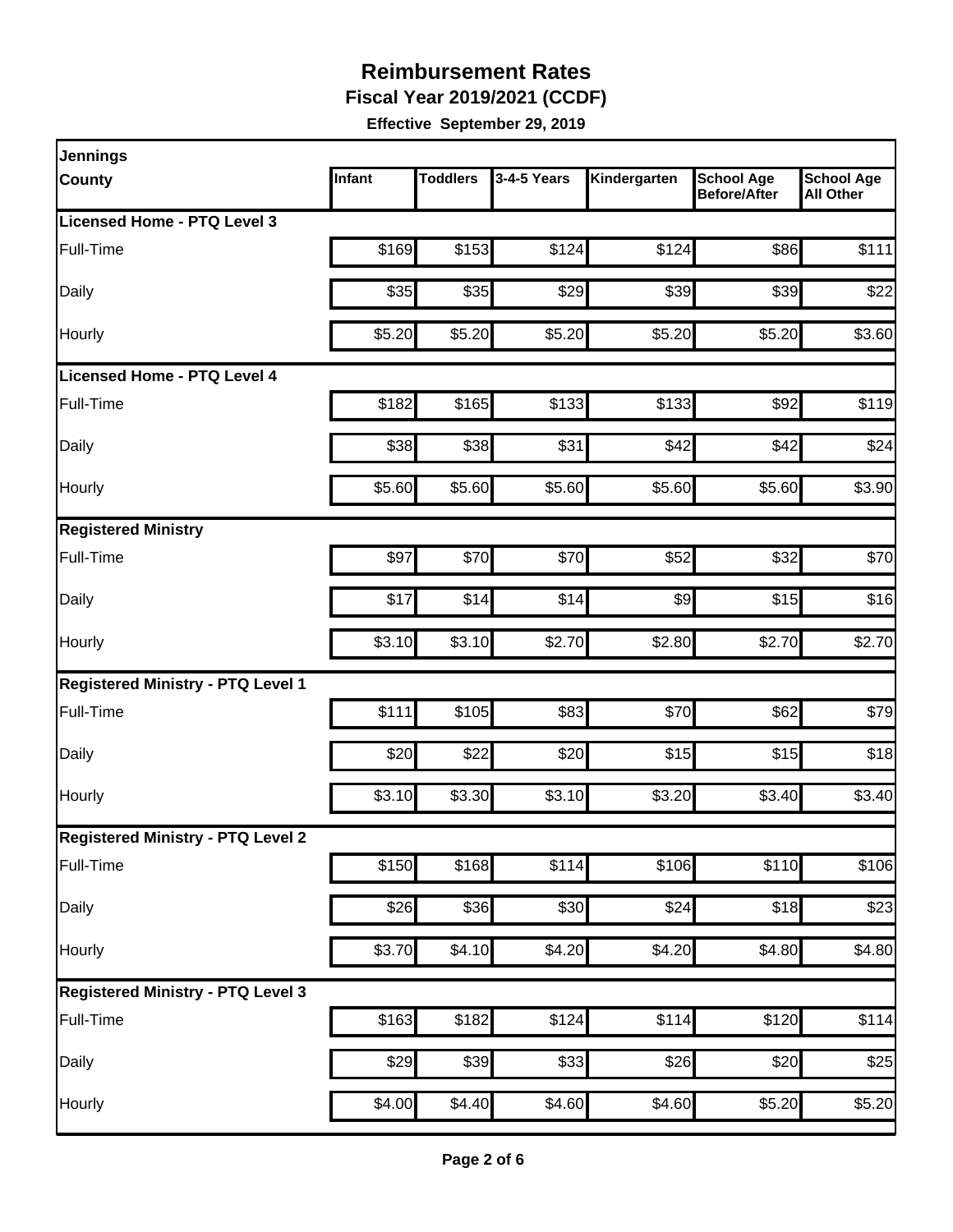# Reimbursement Rates

**Fiscal Year 2019/2021 (CCDF)**

**Effective September 29, 2019**

| Jennings County | Infant | Toddlers | 3-4-5 Years | Kindergarten | School Age Before/After | School Age All Other |
|---|---|---|---|---|---|---|
| **Licensed Home - PTQ Level 3** | | | | | | |
| Full-Time | $169 | $153 | $124 | $124 | $86 | $111 |
| Daily | $35 | $35 | $29 | $39 | $39 | $22 |
| Hourly | $5.20 | $5.20 | $5.20 | $5.20 | $5.20 | $3.60 |
| **Licensed Home - PTQ Level 4** | | | | | | |
| Full-Time | $182 | $165 | $133 | $133 | $92 | $119 |
| Daily | $38 | $38 | $31 | $42 | $42 | $24 |
| Hourly | $5.60 | $5.60 | $5.60 | $5.60 | $5.60 | $3.90 |
| **Registered Ministry** | | | | | | |
| Full-Time | $97 | $70 | $70 | $52 | $32 | $70 |
| Daily | $17 | $14 | $14 | $9 | $15 | $16 |
| Hourly | $3.10 | $3.10 | $2.70 | $2.80 | $2.70 | $2.70 |
| **Registered Ministry - PTQ Level 1** | | | | | | |
| Full-Time | $111 | $105 | $83 | $70 | $62 | $79 |
| Daily | $20 | $22 | $20 | $15 | $15 | $18 |
| Hourly | $3.10 | $3.30 | $3.10 | $3.20 | $3.40 | $3.40 |
| **Registered Ministry - PTQ Level 2** | | | | | | |
| Full-Time | $150 | $168 | $114 | $106 | $110 | $106 |
| Daily | $26 | $36 | $30 | $24 | $18 | $23 |
| Hourly | $3.70 | $4.10 | $4.20 | $4.20 | $4.80 | $4.80 |
| **Registered Ministry - PTQ Level 3** | | | | | | |
| Full-Time | $163 | $182 | $124 | $114 | $120 | $114 |
| Daily | $29 | $39 | $33 | $26 | $20 | $25 |
| Hourly | $4.00 | $4.40 | $4.60 | $4.60 | $5.20 | $5.20 |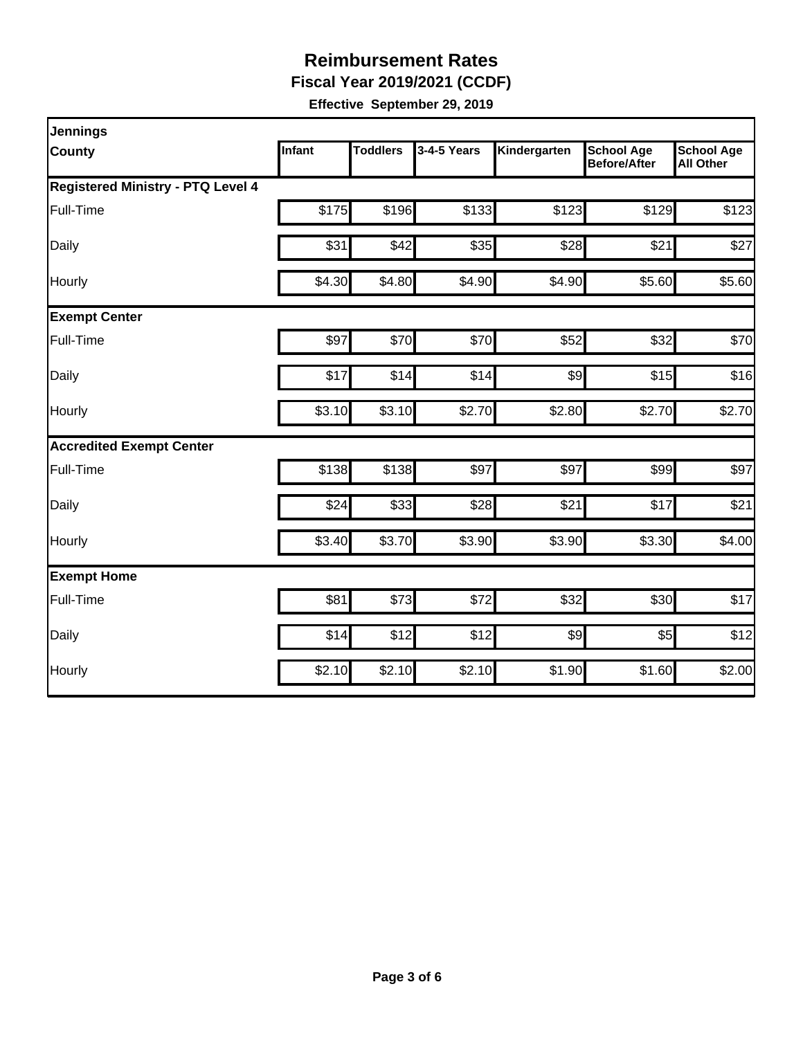# Reimbursement Rates

**Fiscal Year 2019/2021 (CCDF)**

**Effective September 29, 2019**

| Jennings County | Infant | Toddlers | 3-4-5 Years | Kindergarten | School Age Before/After | School Age All Other |
|---|---|---|---|---|---|---|
| **Registered Ministry - PTQ Level 4** | | | | | | |
| Full-Time | $175 | $196 | $133 | $123 | $129 | $123 |
| Daily | $31 | $42 | $35 | $28 | $21 | $27 |
| Hourly | $4.30 | $4.80 | $4.90 | $4.90 | $5.60 | $5.60 |
| **Exempt Center** | | | | | | |
| Full-Time | $97 | $70 | $70 | $52 | $32 | $70 |
| Daily | $17 | $14 | $14 | $9 | $15 | $16 |
| Hourly | $3.10 | $3.10 | $2.70 | $2.80 | $2.70 | $2.70 |
| **Accredited Exempt Center** | | | | | | |
| Full-Time | $138 | $138 | $97 | $97 | $99 | $97 |
| Daily | $24 | $33 | $28 | $21 | $17 | $21 |
| Hourly | $3.40 | $3.70 | $3.90 | $3.90 | $3.30 | $4.00 |
| **Exempt Home** | | | | | | |
| Full-Time | $81 | $73 | $72 | $32 | $30 | $17 |
| Daily | $14 | $12 | $12 | $9 | $5 | $12 |
| Hourly | $2.10 | $2.10 | $2.10 | $1.90 | $1.60 | $2.00 |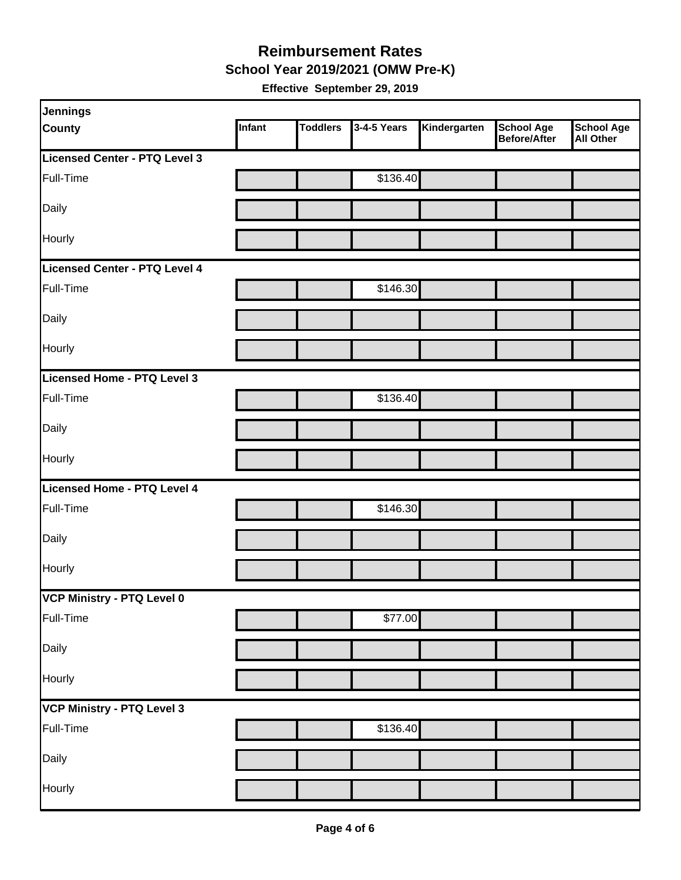# Reimbursement Rates

## School Year 2019/2021 (OMW Pre-K)

**Effective September 29, 2019**

| Jennings<br>County | Infant | Toddlers | 3-4-5 Years | Kindergarten | School Age Before/After | School Age All Other |
|---|---|---|---|---|---|---|
| **Licensed Center - PTQ Level 3** | | | | | | |
| Full-Time | | | $136.40 | | | |
| Daily | | | | | | |
| Hourly | | | | | | |
| **Licensed Center - PTQ Level 4** | | | | | | |
| Full-Time | | | $146.30 | | | |
| Daily | | | | | | |
| Hourly | | | | | | |
| **Licensed Home - PTQ Level 3** | | | | | | |
| Full-Time | | | $136.40 | | | |
| Daily | | | | | | |
| Hourly | | | | | | |
| **Licensed Home - PTQ Level 4** | | | | | | |
| Full-Time | | | $146.30 | | | |
| Daily | | | | | | |
| Hourly | | | | | | |
| **VCP Ministry - PTQ Level 0** | | | | | | |
| Full-Time | | | $77.00 | | | |
| Daily | | | | | | |
| Hourly | | | | | | |
| **VCP Ministry - PTQ Level 3** | | | | | | |
| Full-Time | | | $136.40 | | | |
| Daily | | | | | | |
| Hourly | | | | | | |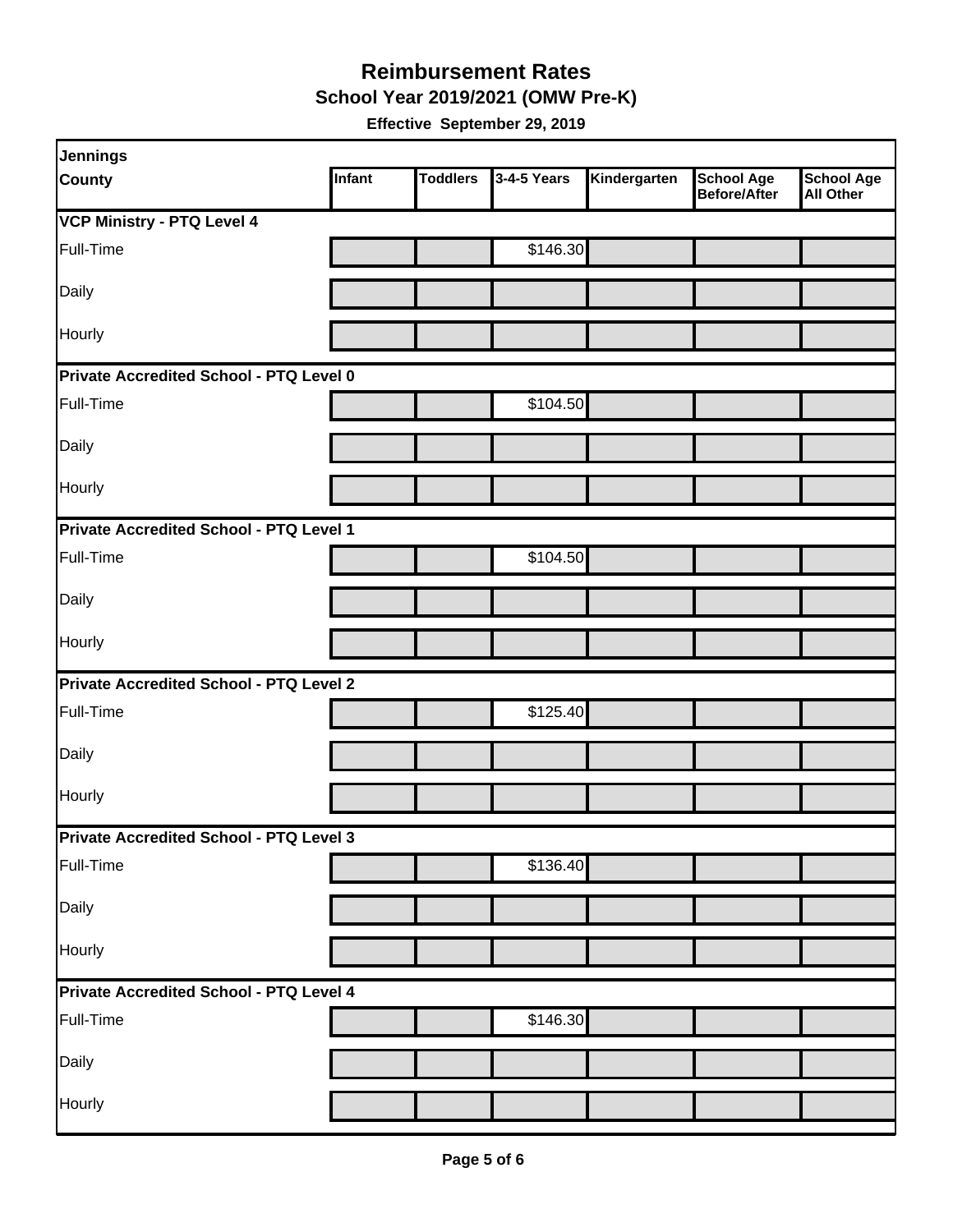# Reimbursement Rates

## School Year 2019/2021 (OMW Pre-K)

**Effective September 29, 2019**

| Jennings County | Infant | Toddlers | 3-4-5 Years | Kindergarten | School Age Before/After | School Age All Other |
|---|---|---|---|---|---|---|
| **VCP Ministry - PTQ Level 4** | | | | | | |
| Full-Time | | | $146.30 | | | |
| Daily | | | | | | |
| Hourly | | | | | | |
| **Private Accredited School - PTQ Level 0** | | | | | | |
| Full-Time | | | $104.50 | | | |
| Daily | | | | | | |
| Hourly | | | | | | |
| **Private Accredited School - PTQ Level 1** | | | | | | |
| Full-Time | | | $104.50 | | | |
| Daily | | | | | | |
| Hourly | | | | | | |
| **Private Accredited School - PTQ Level 2** | | | | | | |
| Full-Time | | | $125.40 | | | |
| Daily | | | | | | |
| Hourly | | | | | | |
| **Private Accredited School - PTQ Level 3** | | | | | | |
| Full-Time | | | $136.40 | | | |
| Daily | | | | | | |
| Hourly | | | | | | |
| **Private Accredited School - PTQ Level 4** | | | | | | |
| Full-Time | | | $146.30 | | | |
| Daily | | | | | | |
| Hourly | | | | | | |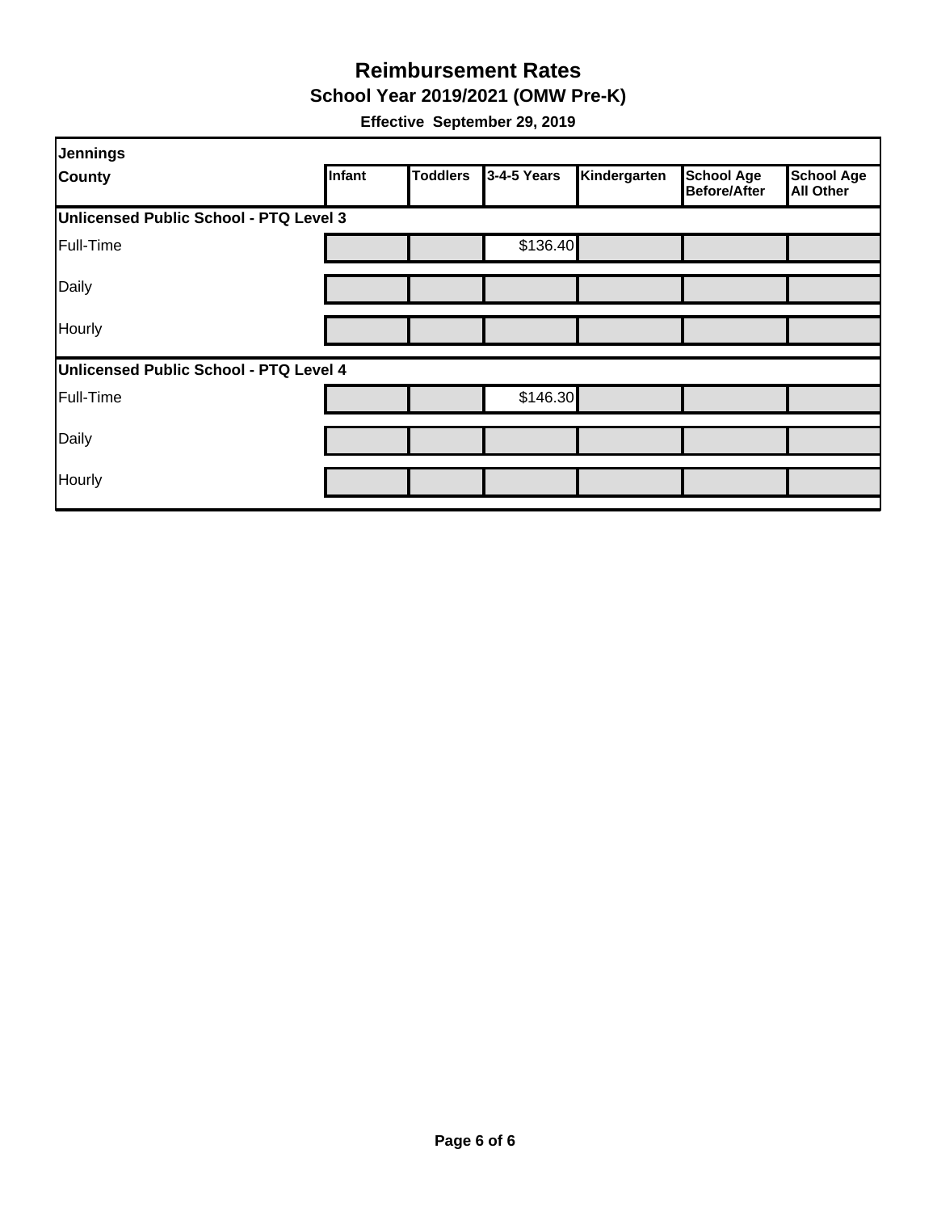# Reimbursement Rates

## School Year 2019/2021 (OMW Pre-K)

**Effective September 29, 2019**

| Jennings County | Infant | Toddlers | 3-4-5 Years | Kindergarten | School Age Before/After | School Age All Other |
|---|---|---|---|---|---|---|
| **Unlicensed Public School - PTQ Level 3** | | | | | | |
| Full-Time | | | $136.40 | | | |
| Daily | | | | | | |
| Hourly | | | | | | |
| **Unlicensed Public School - PTQ Level 4** | | | | | | |
| Full-Time | | | $146.30 | | | |
| Daily | | | | | | |
| Hourly | | | | | | |